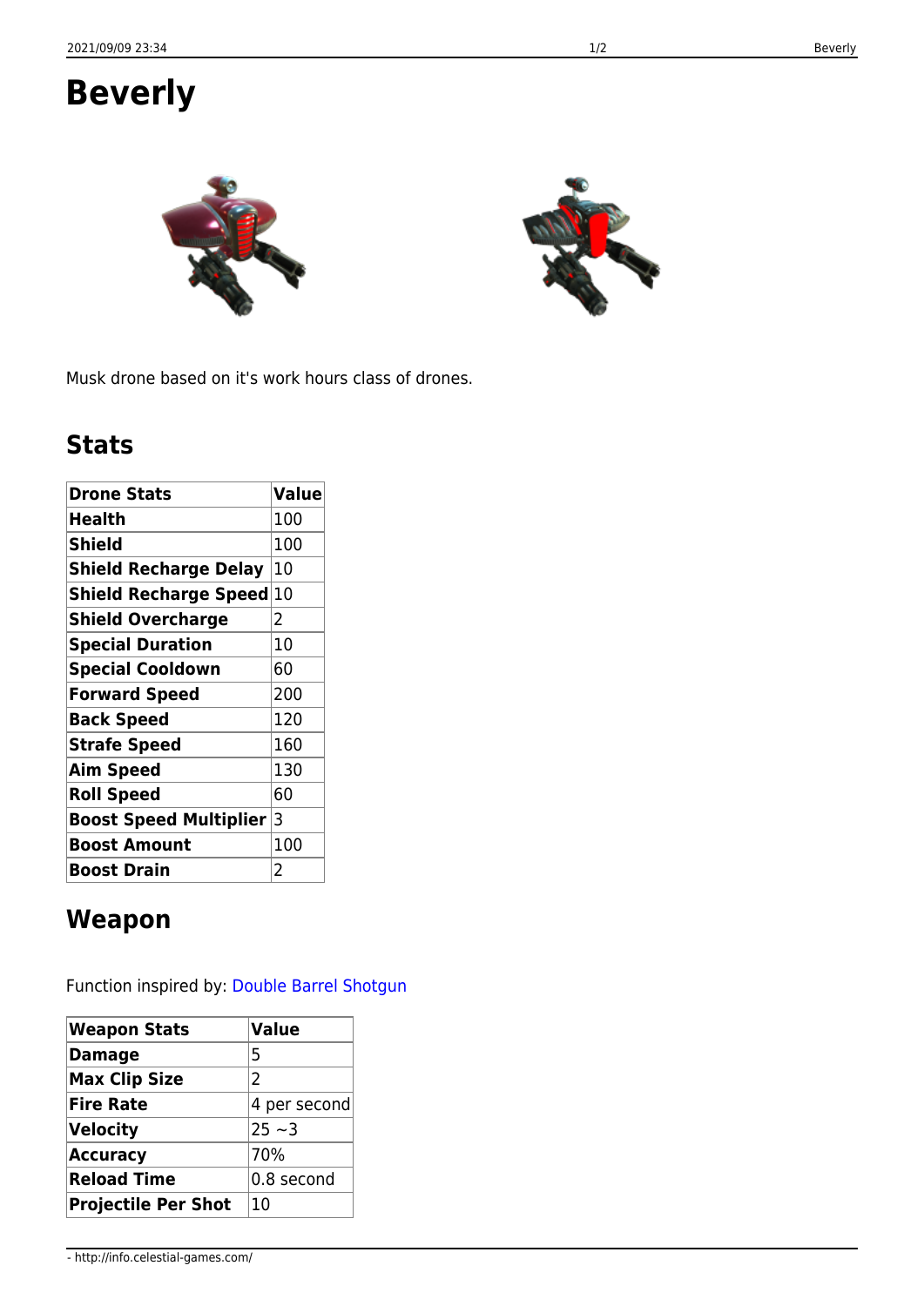# Beverly

Musk drone based on it's work hours class of drones.

## Stats

| Drone Stats | Value |
|---|---|
| **Health** | 100 |
| **Shield** | 100 |
| **Shield Recharge Delay** | 10 |
| **Shield Recharge Speed** | 10 |
| **Shield Overcharge** | 2 |
| **Special Duration** | 10 |
| **Special Cooldown** | 60 |
| **Forward Speed** | 200 |
| **Back Speed** | 120 |
| **Strafe Speed** | 160 |
| **Aim Speed** | 130 |
| **Roll Speed** | 60 |
| **Boost Speed Multiplier** | 3 |
| **Boost Amount** | 100 |
| **Boost Drain** | 2 |

## Weapon

Function inspired by: Double Barrel Shotgun

| Weapon Stats | Value |
|---|---|
| **Damage** | 5 |
| **Max Clip Size** | 2 |
| **Fire Rate** | 4 per second |
| **Velocity** | 25 ~3 |
| **Accuracy** | 70% |
| **Reload Time** | 0.8 second |
| **Projectile Per Shot** | 10 |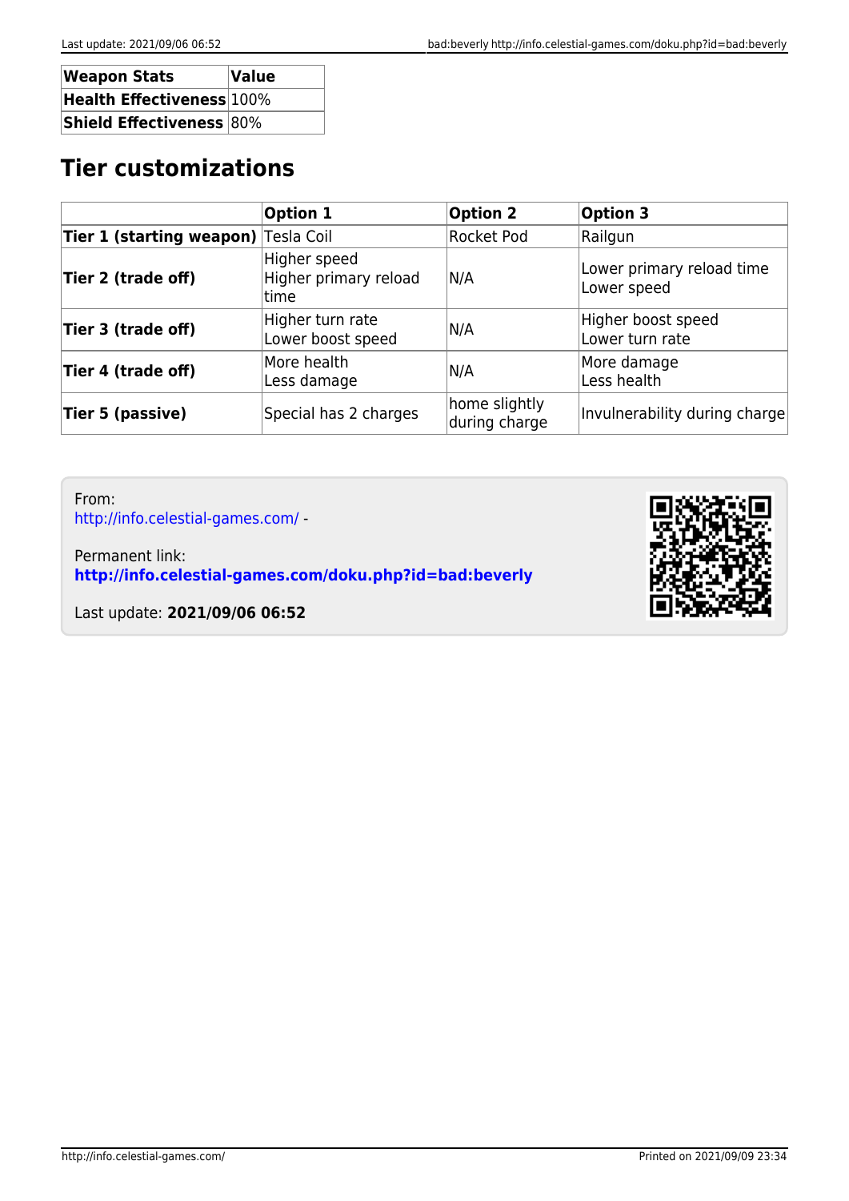| Weapon Stats | Value |
|---|---|
| Health Effectiveness | 100% |
| Shield Effectiveness | 80% |

## Tier customizations

| | Option 1 | Option 2 | Option 3 |
|---|---|---|---|
| Tier 1 (starting weapon) | Tesla Coil | Rocket Pod | Railgun |
| Tier 2 (trade off) | Higher speed<br>Higher primary reload time | N/A | Lower primary reload time<br>Lower speed |
| Tier 3 (trade off) | Higher turn rate<br>Lower boost speed | N/A | Higher boost speed<br>Lower turn rate |
| Tier 4 (trade off) | More health<br>Less damage | N/A | More damage<br>Less health |
| Tier 5 (passive) | Special has 2 charges | home slightly during charge | Invulnerability during charge |

From:
http://info.celestial-games.com/ -

Permanent link:
**http://info.celestial-games.com/doku.php?id=bad:beverly**

Last update: **2021/09/06 06:52**